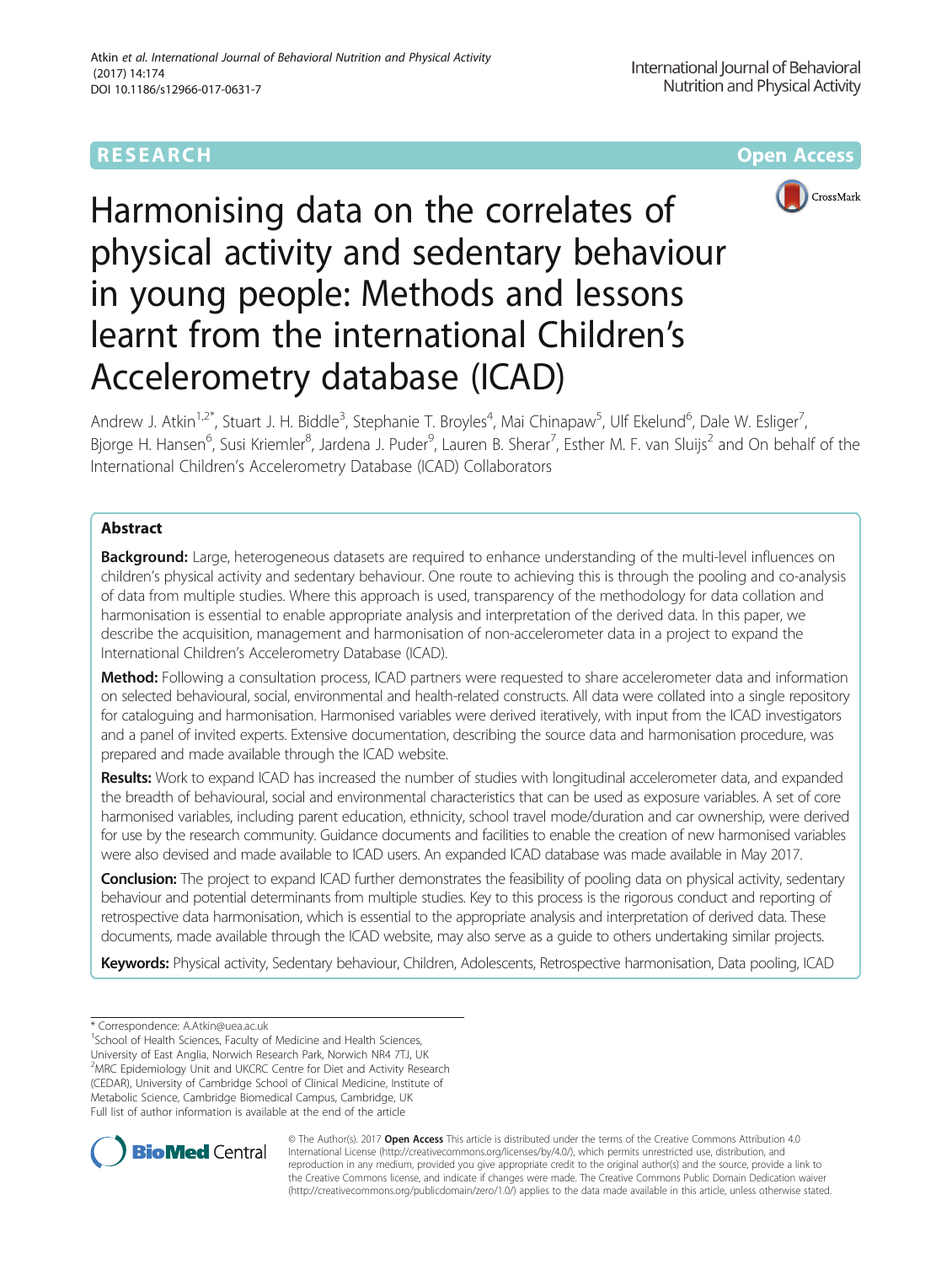RESEARCH Open Access

# Harmonising data on the correlates of physical activity and sedentary behaviour in young people: Methods and lessons learnt from the international Children's Accelerometry database (ICAD)

Andrew J. Atkin[1,2*], Stuart J. H. Biddle[3], Stephanie T. Broyles[4], Mai Chinapaw[5], Ulf Ekelund[6], Dale W. Esliger[7], Bjorge H. Hansen[6], Susi Kriemler[8], Jardena J. Puder[9], Lauren B. Sherar[7], Esther M. F. van Sluijs[2] and On behalf of the International Children's Accelerometry Database (ICAD) Collaborators

## Abstract

**Background:** Large, heterogeneous datasets are required to enhance understanding of the multi-level influences on children's physical activity and sedentary behaviour. One route to achieving this is through the pooling and co-analysis of data from multiple studies. Where this approach is used, transparency of the methodology for data collation and harmonisation is essential to enable appropriate analysis and interpretation of the derived data. In this paper, we describe the acquisition, management and harmonisation of non-accelerometer data in a project to expand the International Children's Accelerometry Database (ICAD).

**Method:** Following a consultation process, ICAD partners were requested to share accelerometer data and information on selected behavioural, social, environmental and health-related constructs. All data were collated into a single repository for cataloguing and harmonisation. Harmonised variables were derived iteratively, with input from the ICAD investigators and a panel of invited experts. Extensive documentation, describing the source data and harmonisation procedure, was prepared and made available through the ICAD website.

**Results:** Work to expand ICAD has increased the number of studies with longitudinal accelerometer data, and expanded the breadth of behavioural, social and environmental characteristics that can be used as exposure variables. A set of core harmonised variables, including parent education, ethnicity, school travel mode/duration and car ownership, were derived for use by the research community. Guidance documents and facilities to enable the creation of new harmonised variables were also devised and made available to ICAD users. An expanded ICAD database was made available in May 2017.

**Conclusion:** The project to expand ICAD further demonstrates the feasibility of pooling data on physical activity, sedentary behaviour and potential determinants from multiple studies. Key to this process is the rigorous conduct and reporting of retrospective data harmonisation, which is essential to the appropriate analysis and interpretation of derived data. These documents, made available through the ICAD website, may also serve as a guide to others undertaking similar projects.

**Keywords:** Physical activity, Sedentary behaviour, Children, Adolescents, Retrospective harmonisation, Data pooling, ICAD

---

\* Correspondence: A.Atkin@uea.ac.uk
[1]School of Health Sciences, Faculty of Medicine and Health Sciences, University of East Anglia, Norwich Research Park, Norwich NR4 7TJ, UK
[2]MRC Epidemiology Unit and UKCRC Centre for Diet and Activity Research (CEDAR), University of Cambridge School of Clinical Medicine, Institute of Metabolic Science, Cambridge Biomedical Campus, Cambridge, UK
Full list of author information is available at the end of the article

© The Author(s). 2017 **Open Access** This article is distributed under the terms of the Creative Commons Attribution 4.0 International License (http://creativecommons.org/licenses/by/4.0/), which permits unrestricted use, distribution, and reproduction in any medium, provided you give appropriate credit to the original author(s) and the source, provide a link to the Creative Commons license, and indicate if changes were made. The Creative Commons Public Domain Dedication waiver (http://creativecommons.org/publicdomain/zero/1.0/) applies to the data made available in this article, unless otherwise stated.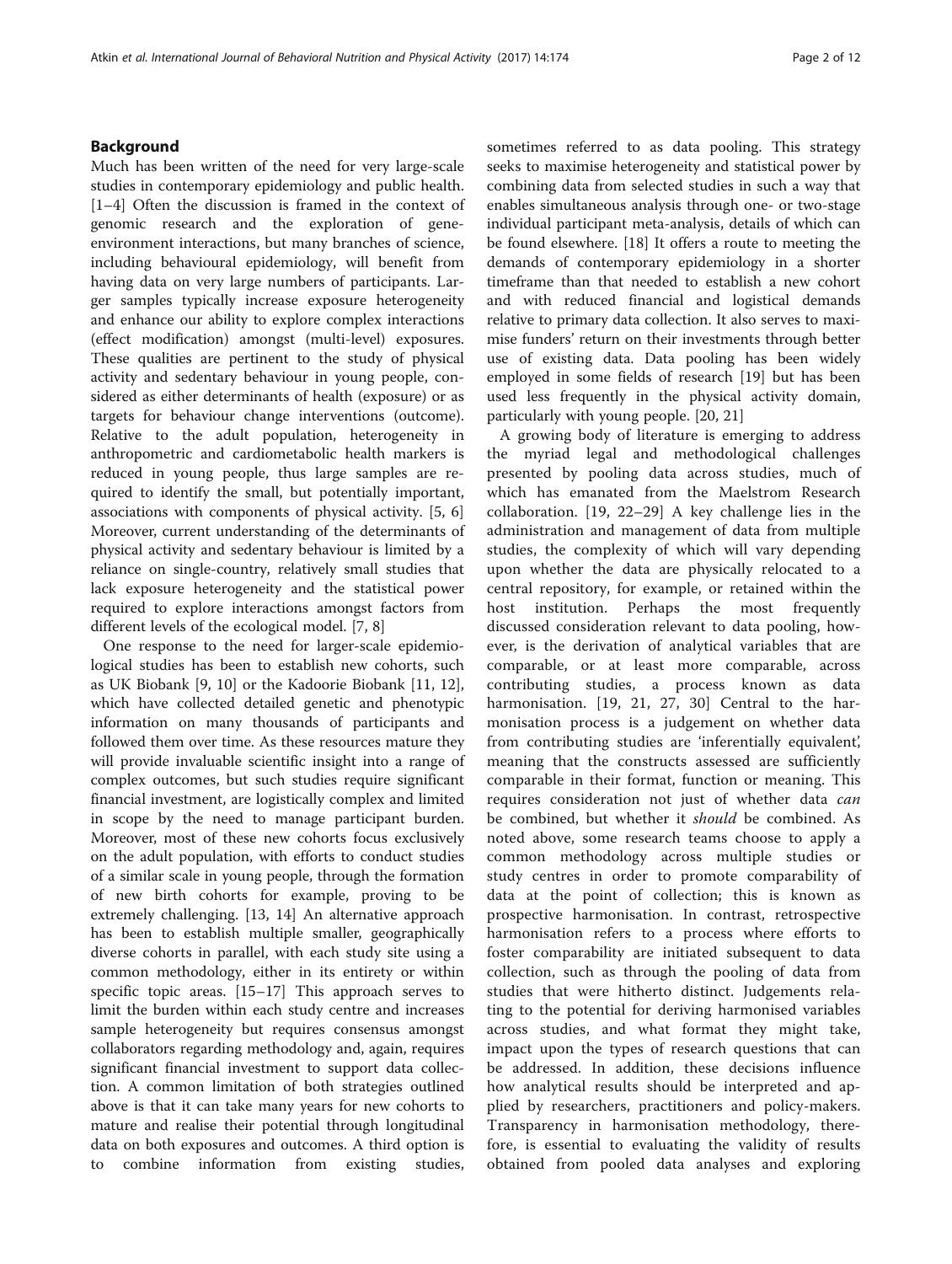## Background

Much has been written of the need for very large-scale studies in contemporary epidemiology and public health. [1–4] Often the discussion is framed in the context of genomic research and the exploration of gene-environment interactions, but many branches of science, including behavioural epidemiology, will benefit from having data on very large numbers of participants. Larger samples typically increase exposure heterogeneity and enhance our ability to explore complex interactions (effect modification) amongst (multi-level) exposures. These qualities are pertinent to the study of physical activity and sedentary behaviour in young people, considered as either determinants of health (exposure) or as targets for behaviour change interventions (outcome). Relative to the adult population, heterogeneity in anthropometric and cardiometabolic health markers is reduced in young people, thus large samples are required to identify the small, but potentially important, associations with components of physical activity. [5, 6] Moreover, current understanding of the determinants of physical activity and sedentary behaviour is limited by a reliance on single-country, relatively small studies that lack exposure heterogeneity and the statistical power required to explore interactions amongst factors from different levels of the ecological model. [7, 8]

One response to the need for larger-scale epidemiological studies has been to establish new cohorts, such as UK Biobank [9, 10] or the Kadoorie Biobank [11, 12], which have collected detailed genetic and phenotypic information on many thousands of participants and followed them over time. As these resources mature they will provide invaluable scientific insight into a range of complex outcomes, but such studies require significant financial investment, are logistically complex and limited in scope by the need to manage participant burden. Moreover, most of these new cohorts focus exclusively on the adult population, with efforts to conduct studies of a similar scale in young people, through the formation of new birth cohorts for example, proving to be extremely challenging. [13, 14] An alternative approach has been to establish multiple smaller, geographically diverse cohorts in parallel, with each study site using a common methodology, either in its entirety or within specific topic areas. [15–17] This approach serves to limit the burden within each study centre and increases sample heterogeneity but requires consensus amongst collaborators regarding methodology and, again, requires significant financial investment to support data collection. A common limitation of both strategies outlined above is that it can take many years for new cohorts to mature and realise their potential through longitudinal data on both exposures and outcomes. A third option is to combine information from existing studies, sometimes referred to as data pooling. This strategy seeks to maximise heterogeneity and statistical power by combining data from selected studies in such a way that enables simultaneous analysis through one- or two-stage individual participant meta-analysis, details of which can be found elsewhere. [18] It offers a route to meeting the demands of contemporary epidemiology in a shorter timeframe than that needed to establish a new cohort and with reduced financial and logistical demands relative to primary data collection. It also serves to maximise funders' return on their investments through better use of existing data. Data pooling has been widely employed in some fields of research [19] but has been used less frequently in the physical activity domain, particularly with young people. [20, 21]

A growing body of literature is emerging to address the myriad legal and methodological challenges presented by pooling data across studies, much of which has emanated from the Maelstrom Research collaboration. [19, 22–29] A key challenge lies in the administration and management of data from multiple studies, the complexity of which will vary depending upon whether the data are physically relocated to a central repository, for example, or retained within the host institution. Perhaps the most frequently discussed consideration relevant to data pooling, however, is the derivation of analytical variables that are comparable, or at least more comparable, across contributing studies, a process known as data harmonisation. [19, 21, 27, 30] Central to the harmonisation process is a judgement on whether data from contributing studies are 'inferentially equivalent', meaning that the constructs assessed are sufficiently comparable in their format, function or meaning. This requires consideration not just of whether data *can* be combined, but whether it *should* be combined. As noted above, some research teams choose to apply a common methodology across multiple studies or study centres in order to promote comparability of data at the point of collection; this is known as prospective harmonisation. In contrast, retrospective harmonisation refers to a process where efforts to foster comparability are initiated subsequent to data collection, such as through the pooling of data from studies that were hitherto distinct. Judgements relating to the potential for deriving harmonised variables across studies, and what format they might take, impact upon the types of research questions that can be addressed. In addition, these decisions influence how analytical results should be interpreted and applied by researchers, practitioners and policy-makers. Transparency in harmonisation methodology, therefore, is essential to evaluating the validity of results obtained from pooled data analyses and exploring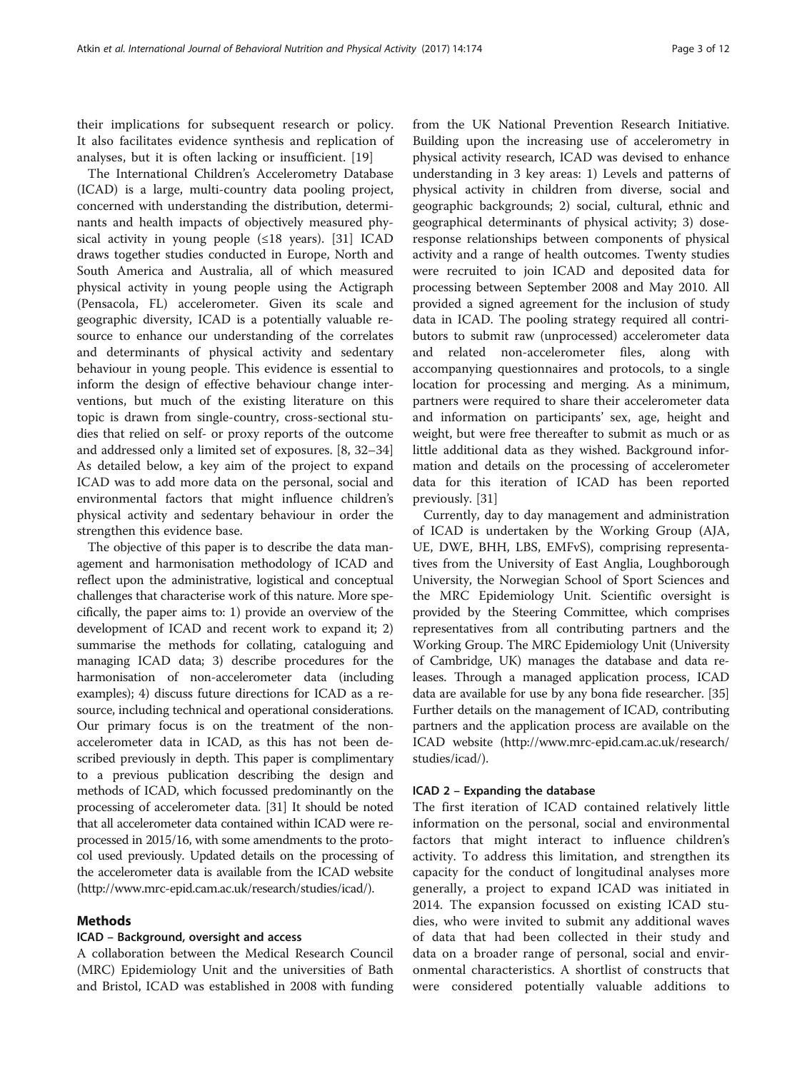their implications for subsequent research or policy. It also facilitates evidence synthesis and replication of analyses, but it is often lacking or insufficient. [19]

The International Children's Accelerometry Database (ICAD) is a large, multi-country data pooling project, concerned with understanding the distribution, determinants and health impacts of objectively measured physical activity in young people (≤18 years). [31] ICAD draws together studies conducted in Europe, North and South America and Australia, all of which measured physical activity in young people using the Actigraph (Pensacola, FL) accelerometer. Given its scale and geographic diversity, ICAD is a potentially valuable resource to enhance our understanding of the correlates and determinants of physical activity and sedentary behaviour in young people. This evidence is essential to inform the design of effective behaviour change interventions, but much of the existing literature on this topic is drawn from single-country, cross-sectional studies that relied on self- or proxy reports of the outcome and addressed only a limited set of exposures. [8, 32–34] As detailed below, a key aim of the project to expand ICAD was to add more data on the personal, social and environmental factors that might influence children's physical activity and sedentary behaviour in order the strengthen this evidence base.

The objective of this paper is to describe the data management and harmonisation methodology of ICAD and reflect upon the administrative, logistical and conceptual challenges that characterise work of this nature. More specifically, the paper aims to: 1) provide an overview of the development of ICAD and recent work to expand it; 2) summarise the methods for collating, cataloguing and managing ICAD data; 3) describe procedures for the harmonisation of non-accelerometer data (including examples); 4) discuss future directions for ICAD as a resource, including technical and operational considerations. Our primary focus is on the treatment of the non-accelerometer data in ICAD, as this has not been described previously in depth. This paper is complimentary to a previous publication describing the design and methods of ICAD, which focussed predominantly on the processing of accelerometer data. [31] It should be noted that all accelerometer data contained within ICAD were reprocessed in 2015/16, with some amendments to the protocol used previously. Updated details on the processing of the accelerometer data is available from the ICAD website (http://www.mrc-epid.cam.ac.uk/research/studies/icad/).

## Methods

### ICAD – Background, oversight and access

A collaboration between the Medical Research Council (MRC) Epidemiology Unit and the universities of Bath and Bristol, ICAD was established in 2008 with funding from the UK National Prevention Research Initiative. Building upon the increasing use of accelerometry in physical activity research, ICAD was devised to enhance understanding in 3 key areas: 1) Levels and patterns of physical activity in children from diverse, social and geographic backgrounds; 2) social, cultural, ethnic and geographical determinants of physical activity; 3) dose-response relationships between components of physical activity and a range of health outcomes. Twenty studies were recruited to join ICAD and deposited data for processing between September 2008 and May 2010. All provided a signed agreement for the inclusion of study data in ICAD. The pooling strategy required all contributors to submit raw (unprocessed) accelerometer data and related non-accelerometer files, along with accompanying questionnaires and protocols, to a single location for processing and merging. As a minimum, partners were required to share their accelerometer data and information on participants' sex, age, height and weight, but were free thereafter to submit as much or as little additional data as they wished. Background information and details on the processing of accelerometer data for this iteration of ICAD has been reported previously. [31]

Currently, day to day management and administration of ICAD is undertaken by the Working Group (AJA, UE, DWE, BHH, LBS, EMFvS), comprising representatives from the University of East Anglia, Loughborough University, the Norwegian School of Sport Sciences and the MRC Epidemiology Unit. Scientific oversight is provided by the Steering Committee, which comprises representatives from all contributing partners and the Working Group. The MRC Epidemiology Unit (University of Cambridge, UK) manages the database and data releases. Through a managed application process, ICAD data are available for use by any bona fide researcher. [35] Further details on the management of ICAD, contributing partners and the application process are available on the ICAD website (http://www.mrc-epid.cam.ac.uk/research/studies/icad/).

### ICAD 2 – Expanding the database

The first iteration of ICAD contained relatively little information on the personal, social and environmental factors that might interact to influence children's activity. To address this limitation, and strengthen its capacity for the conduct of longitudinal analyses more generally, a project to expand ICAD was initiated in 2014. The expansion focussed on existing ICAD studies, who were invited to submit any additional waves of data that had been collected in their study and data on a broader range of personal, social and environmental characteristics. A shortlist of constructs that were considered potentially valuable additions to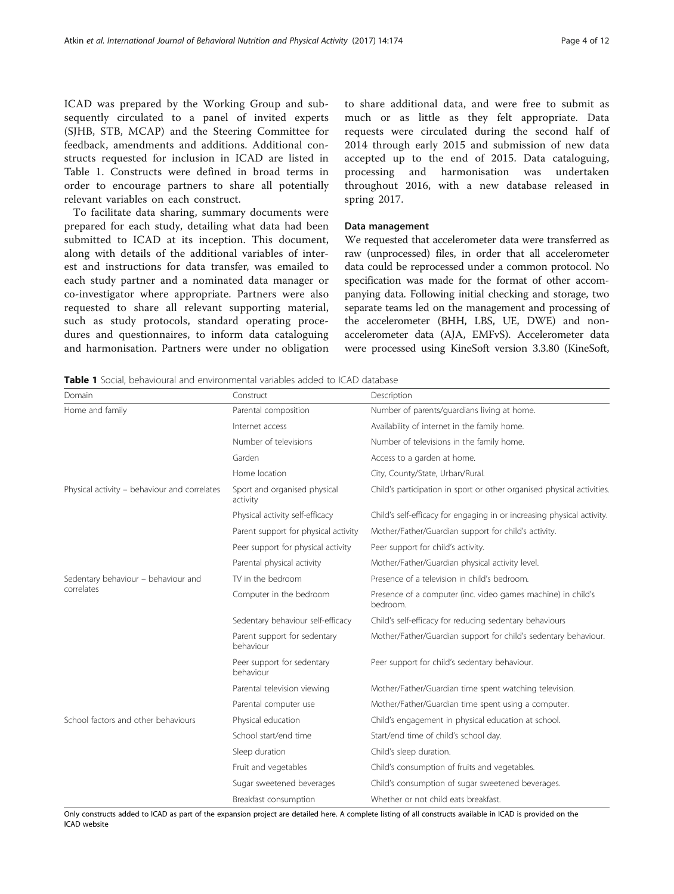ICAD was prepared by the Working Group and subsequently circulated to a panel of invited experts (SJHB, STB, MCAP) and the Steering Committee for feedback, amendments and additions. Additional constructs requested for inclusion in ICAD are listed in Table 1. Constructs were defined in broad terms in order to encourage partners to share all potentially relevant variables on each construct.

To facilitate data sharing, summary documents were prepared for each study, detailing what data had been submitted to ICAD at its inception. This document, along with details of the additional variables of interest and instructions for data transfer, was emailed to each study partner and a nominated data manager or co-investigator where appropriate. Partners were also requested to share all relevant supporting material, such as study protocols, standard operating procedures and questionnaires, to inform data cataloguing and harmonisation. Partners were under no obligation to share additional data, and were free to submit as much or as little as they felt appropriate. Data requests were circulated during the second half of 2014 through early 2015 and submission of new data accepted up to the end of 2015. Data cataloguing, processing and harmonisation was undertaken throughout 2016, with a new database released in spring 2017.

### Data management

We requested that accelerometer data were transferred as raw (unprocessed) files, in order that all accelerometer data could be reprocessed under a common protocol. No specification was made for the format of other accompanying data. Following initial checking and storage, two separate teams led on the management and processing of the accelerometer (BHH, LBS, UE, DWE) and non-accelerometer data (AJA, EMFvS). Accelerometer data were processed using KineSoft version 3.3.80 (KineSoft,

**Table 1** Social, behavioural and environmental variables added to ICAD database

| Domain | Construct | Description |
| --- | --- | --- |
| Home and family | Parental composition | Number of parents/guardians living at home. |
| | Internet access | Availability of internet in the family home. |
| | Number of televisions | Number of televisions in the family home. |
| | Garden | Access to a garden at home. |
| | Home location | City, County/State, Urban/Rural. |
| Physical activity – behaviour and correlates | Sport and organised physical activity | Child's participation in sport or other organised physical activities. |
| | Physical activity self-efficacy | Child's self-efficacy for engaging in or increasing physical activity. |
| | Parent support for physical activity | Mother/Father/Guardian support for child's activity. |
| | Peer support for physical activity | Peer support for child's activity. |
| | Parental physical activity | Mother/Father/Guardian physical activity level. |
| Sedentary behaviour – behaviour and correlates | TV in the bedroom | Presence of a television in child's bedroom. |
| | Computer in the bedroom | Presence of a computer (inc. video games machine) in child's bedroom. |
| | Sedentary behaviour self-efficacy | Child's self-efficacy for reducing sedentary behaviours |
| | Parent support for sedentary behaviour | Mother/Father/Guardian support for child's sedentary behaviour. |
| | Peer support for sedentary behaviour | Peer support for child's sedentary behaviour. |
| | Parental television viewing | Mother/Father/Guardian time spent watching television. |
| | Parental computer use | Mother/Father/Guardian time spent using a computer. |
| School factors and other behaviours | Physical education | Child's engagement in physical education at school. |
| | School start/end time | Start/end time of child's school day. |
| | Sleep duration | Child's sleep duration. |
| | Fruit and vegetables | Child's consumption of fruits and vegetables. |
| | Sugar sweetened beverages | Child's consumption of sugar sweetened beverages. |
| | Breakfast consumption | Whether or not child eats breakfast. |

Only constructs added to ICAD as part of the expansion project are detailed here. A complete listing of all constructs available in ICAD is provided on the ICAD website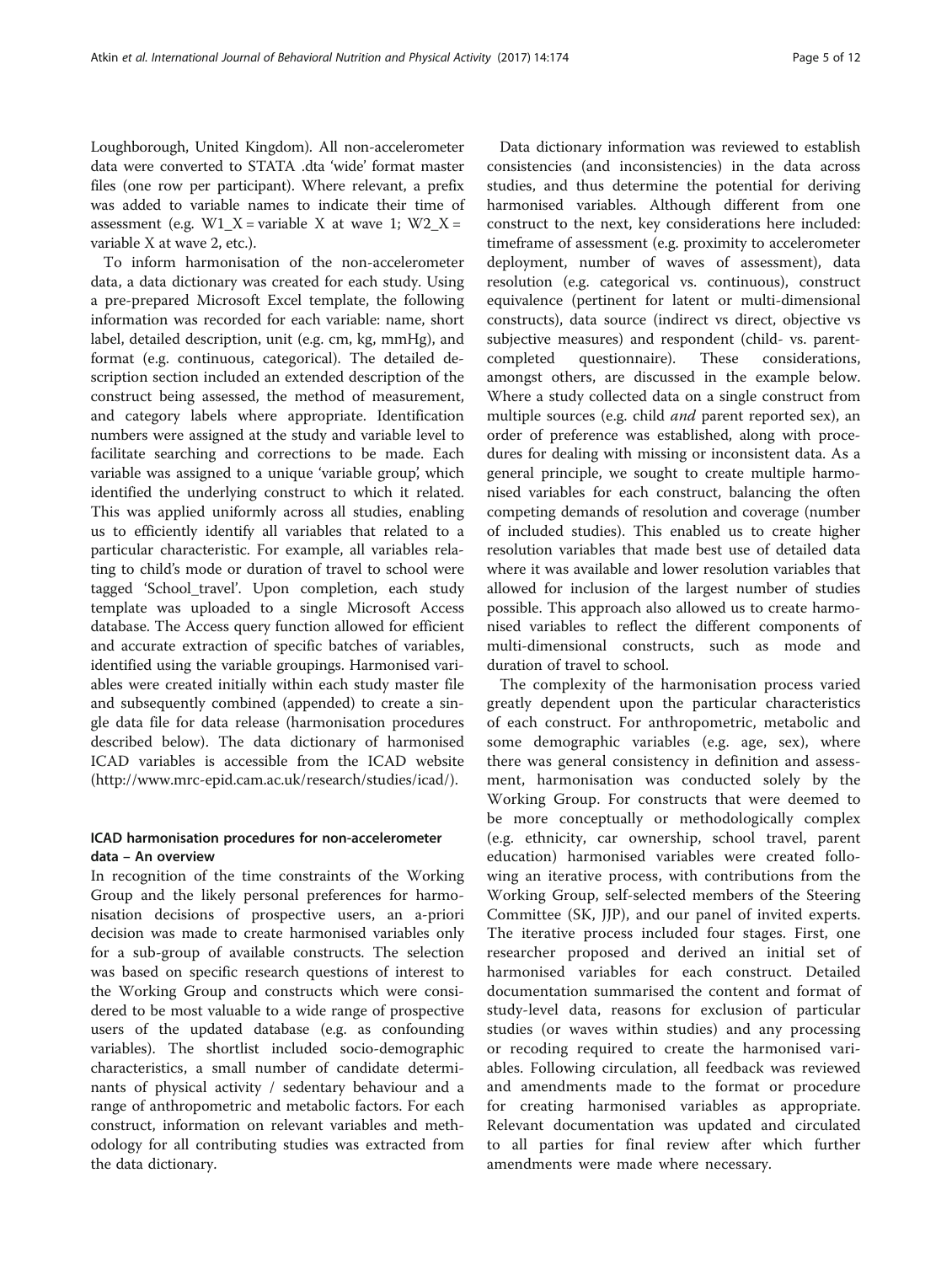Loughborough, United Kingdom). All non-accelerometer data were converted to STATA .dta 'wide' format master files (one row per participant). Where relevant, a prefix was added to variable names to indicate their time of assessment (e.g. W1_X = variable X at wave 1; W2_X = variable X at wave 2, etc.).

To inform harmonisation of the non-accelerometer data, a data dictionary was created for each study. Using a pre-prepared Microsoft Excel template, the following information was recorded for each variable: name, short label, detailed description, unit (e.g. cm, kg, mmHg), and format (e.g. continuous, categorical). The detailed description section included an extended description of the construct being assessed, the method of measurement, and category labels where appropriate. Identification numbers were assigned at the study and variable level to facilitate searching and corrections to be made. Each variable was assigned to a unique 'variable group', which identified the underlying construct to which it related. This was applied uniformly across all studies, enabling us to efficiently identify all variables that related to a particular characteristic. For example, all variables relating to child's mode or duration of travel to school were tagged 'School_travel'. Upon completion, each study template was uploaded to a single Microsoft Access database. The Access query function allowed for efficient and accurate extraction of specific batches of variables, identified using the variable groupings. Harmonised variables were created initially within each study master file and subsequently combined (appended) to create a single data file for data release (harmonisation procedures described below). The data dictionary of harmonised ICAD variables is accessible from the ICAD website (http://www.mrc-epid.cam.ac.uk/research/studies/icad/).

## ICAD harmonisation procedures for non-accelerometer data – An overview

In recognition of the time constraints of the Working Group and the likely personal preferences for harmonisation decisions of prospective users, an a-priori decision was made to create harmonised variables only for a sub-group of available constructs. The selection was based on specific research questions of interest to the Working Group and constructs which were considered to be most valuable to a wide range of prospective users of the updated database (e.g. as confounding variables). The shortlist included socio-demographic characteristics, a small number of candidate determinants of physical activity / sedentary behaviour and a range of anthropometric and metabolic factors. For each construct, information on relevant variables and methodology for all contributing studies was extracted from the data dictionary.

Data dictionary information was reviewed to establish consistencies (and inconsistencies) in the data across studies, and thus determine the potential for deriving harmonised variables. Although different from one construct to the next, key considerations here included: timeframe of assessment (e.g. proximity to accelerometer deployment, number of waves of assessment), data resolution (e.g. categorical vs. continuous), construct equivalence (pertinent for latent or multi-dimensional constructs), data source (indirect vs direct, objective vs subjective measures) and respondent (child- vs. parent-completed questionnaire). These considerations, amongst others, are discussed in the example below. Where a study collected data on a single construct from multiple sources (e.g. child *and* parent reported sex), an order of preference was established, along with procedures for dealing with missing or inconsistent data. As a general principle, we sought to create multiple harmonised variables for each construct, balancing the often competing demands of resolution and coverage (number of included studies). This enabled us to create higher resolution variables that made best use of detailed data where it was available and lower resolution variables that allowed for inclusion of the largest number of studies possible. This approach also allowed us to create harmonised variables to reflect the different components of multi-dimensional constructs, such as mode and duration of travel to school.

The complexity of the harmonisation process varied greatly dependent upon the particular characteristics of each construct. For anthropometric, metabolic and some demographic variables (e.g. age, sex), where there was general consistency in definition and assessment, harmonisation was conducted solely by the Working Group. For constructs that were deemed to be more conceptually or methodologically complex (e.g. ethnicity, car ownership, school travel, parent education) harmonised variables were created following an iterative process, with contributions from the Working Group, self-selected members of the Steering Committee (SK, JJP), and our panel of invited experts. The iterative process included four stages. First, one researcher proposed and derived an initial set of harmonised variables for each construct. Detailed documentation summarised the content and format of study-level data, reasons for exclusion of particular studies (or waves within studies) and any processing or recoding required to create the harmonised variables. Following circulation, all feedback was reviewed and amendments made to the format or procedure for creating harmonised variables as appropriate. Relevant documentation was updated and circulated to all parties for final review after which further amendments were made where necessary.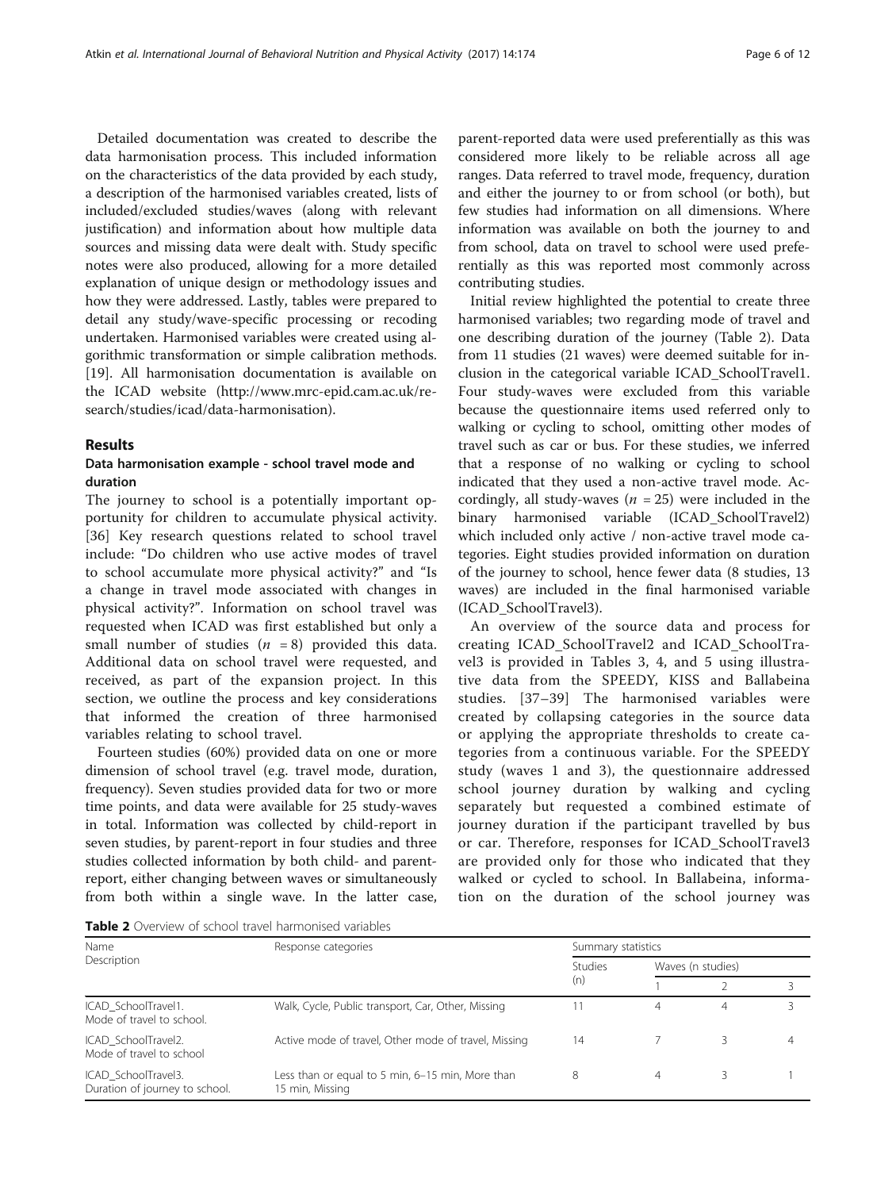Detailed documentation was created to describe the data harmonisation process. This included information on the characteristics of the data provided by each study, a description of the harmonised variables created, lists of included/excluded studies/waves (along with relevant justification) and information about how multiple data sources and missing data were dealt with. Study specific notes were also produced, allowing for a more detailed explanation of unique design or methodology issues and how they were addressed. Lastly, tables were prepared to detail any study/wave-specific processing or recoding undertaken. Harmonised variables were created using algorithmic transformation or simple calibration methods. [19]. All harmonisation documentation is available on the ICAD website (http://www.mrc-epid.cam.ac.uk/research/studies/icad/data-harmonisation).

## Results

### Data harmonisation example - school travel mode and duration

The journey to school is a potentially important opportunity for children to accumulate physical activity. [36] Key research questions related to school travel include: "Do children who use active modes of travel to school accumulate more physical activity?" and "Is a change in travel mode associated with changes in physical activity?". Information on school travel was requested when ICAD was first established but only a small number of studies ($n = 8$) provided this data. Additional data on school travel were requested, and received, as part of the expansion project. In this section, we outline the process and key considerations that informed the creation of three harmonised variables relating to school travel.

Fourteen studies (60%) provided data on one or more dimension of school travel (e.g. travel mode, duration, frequency). Seven studies provided data for two or more time points, and data were available for 25 study-waves in total. Information was collected by child-report in seven studies, by parent-report in four studies and three studies collected information by both child- and parent-report, either changing between waves or simultaneously from both within a single wave. In the latter case, parent-reported data were used preferentially as this was considered more likely to be reliable across all age ranges. Data referred to travel mode, frequency, duration and either the journey to or from school (or both), but few studies had information on all dimensions. Where information was available on both the journey to and from school, data on travel to school were used preferentially as this was reported most commonly across contributing studies.

Initial review highlighted the potential to create three harmonised variables; two regarding mode of travel and one describing duration of the journey (Table 2). Data from 11 studies (21 waves) were deemed suitable for inclusion in the categorical variable ICAD_SchoolTravel1. Four study-waves were excluded from this variable because the questionnaire items used referred only to walking or cycling to school, omitting other modes of travel such as car or bus. For these studies, we inferred that a response of no walking or cycling to school indicated that they used a non-active travel mode. Accordingly, all study-waves ($n = 25$) were included in the binary harmonised variable (ICAD_SchoolTravel2) which included only active / non-active travel mode categories. Eight studies provided information on duration of the journey to school, hence fewer data (8 studies, 13 waves) are included in the final harmonised variable (ICAD_SchoolTravel3).

An overview of the source data and process for creating ICAD_SchoolTravel2 and ICAD_SchoolTravel3 is provided in Tables 3, 4, and 5 using illustrative data from the SPEEDY, KISS and Ballabeina studies. [37–39] The harmonised variables were created by collapsing categories in the source data or applying the appropriate thresholds to create categories from a continuous variable. For the SPEEDY study (waves 1 and 3), the questionnaire addressed school journey duration by walking and cycling separately but requested a combined estimate of journey duration if the participant travelled by bus or car. Therefore, responses for ICAD_SchoolTravel3 are provided only for those who indicated that they walked or cycled to school. In Ballabeina, information on the duration of the school journey was

**Table 2** Overview of school travel harmonised variables

| Name<br>Description | Response categories | Summary statistics | | | |
|---|---|---|---|---|---|
| | | Studies (n) | Waves (n studies) | | |
| | | | 1 | 2 | 3 |
| ICAD_SchoolTravel1.<br>Mode of travel to school. | Walk, Cycle, Public transport, Car, Other, Missing | 11 | 4 | 4 | 3 |
| ICAD_SchoolTravel2.<br>Mode of travel to school | Active mode of travel, Other mode of travel, Missing | 14 | 7 | 3 | 4 |
| ICAD_SchoolTravel3.<br>Duration of journey to school. | Less than or equal to 5 min, 6–15 min, More than 15 min, Missing | 8 | 4 | 3 | 1 |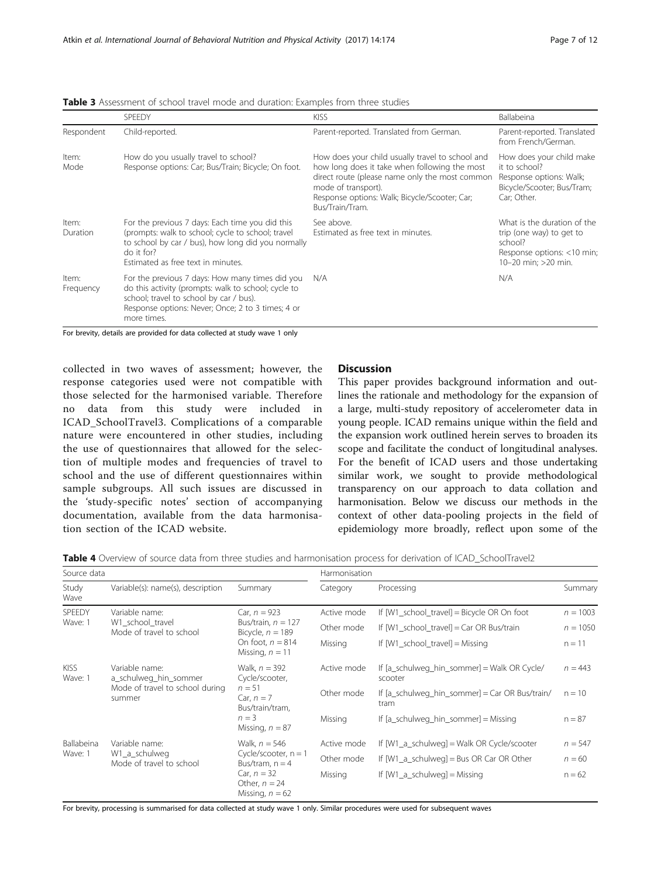**Table 3** Assessment of school travel mode and duration: Examples from three studies

| | SPEEDY | KISS | Ballabeina |
|---|---|---|---|
| Respondent | Child-reported. | Parent-reported. Translated from German. | Parent-reported. Translated from French/German. |
| Item: Mode | How do you usually travel to school? Response options: Car; Bus/Train; Bicycle; On foot. | How does your child usually travel to school and how long does it take when following the most direct route (please name only the most common mode of transport). Response options: Walk; Bicycle/Scooter; Car; Bus/Train/Tram. | How does your child make it to school? Response options: Walk; Bicycle/Scooter; Bus/Tram; Car; Other. |
| Item: Duration | For the previous 7 days: Each time you did this (prompts: walk to school; cycle to school; travel to school by car / bus), how long did you normally do it for? Estimated as free text in minutes. | See above. Estimated as free text in minutes. | What is the duration of the trip (one way) to get to school? Response options: <10 min; 10–20 min; >20 min. |
| Item: Frequency | For the previous 7 days: How many times did you do this activity (prompts: walk to school; cycle to school; travel to school by car / bus). Response options: Never; Once; 2 to 3 times; 4 or more times. | N/A | N/A |

For brevity, details are provided for data collected at study wave 1 only

collected in two waves of assessment; however, the response categories used were not compatible with those selected for the harmonised variable. Therefore no data from this study were included in ICAD_SchoolTravel3. Complications of a comparable nature were encountered in other studies, including the use of questionnaires that allowed for the selection of multiple modes and frequencies of travel to school and the use of different questionnaires within sample subgroups. All such issues are discussed in the 'study-specific notes' section of accompanying documentation, available from the data harmonisation section of the ICAD website.

## Discussion

This paper provides background information and outlines the rationale and methodology for the expansion of a large, multi-study repository of accelerometer data in young people. ICAD remains unique within the field and the expansion work outlined herein serves to broaden its scope and facilitate the conduct of longitudinal analyses. For the benefit of ICAD users and those undertaking similar work, we sought to provide methodological transparency on our approach to data collation and harmonisation. Below we discuss our methods in the context of other data-pooling projects in the field of epidemiology more broadly, reflect upon some of the

**Table 4** Overview of source data from three studies and harmonisation process for derivation of ICAD_SchoolTravel2

| Source data | | | Harmonisation | | |
|---|---|---|---|---|---|
| Study Wave | Variable(s): name(s), description | Summary | Category | Processing | Summary |
| SPEEDY Wave: 1 | Variable name: W1_school_travel Mode of travel to school | Car, $n = 923$ Bus/train, $n = 127$ Bicycle, $n = 189$ On foot, $n = 814$ Missing, $n = 11$ | Active mode | If [W1_school_travel] = Bicycle OR On foot | $n = 1003$ |
| | | | Other mode | If [W1_school_travel] = Car OR Bus/train | $n = 1050$ |
| | | | Missing | If [W1_school_travel] = Missing | $n = 11$ |
| KISS Wave: 1 | Variable name: a_schulweg_hin_sommer Mode of travel to school during summer | Walk, $n = 392$ Cycle/scooter, $n = 51$ Car, $n = 7$ Bus/train/tram, $n = 3$ Missing, $n = 87$ | Active mode | If [a_schulweg_hin_sommer] = Walk OR Cycle/scooter | $n = 443$ |
| | | | Other mode | If [a_schulweg_hin_sommer] = Car OR Bus/train/tram | $n = 10$ |
| | | | Missing | If [a_schulweg_hin_sommer] = Missing | $n = 87$ |
| Ballabeina Wave: 1 | Variable name: W1_a_schulweg Mode of travel to school | Walk, $n = 546$ Cycle/scooter, $n = 1$ Bus/tram, $n = 4$ Car, $n = 32$ Other, $n = 24$ Missing, $n = 62$ | Active mode | If [W1_a_schulweg] = Walk OR Cycle/scooter | $n = 547$ |
| | | | Other mode | If [W1_a_schulweg] = Bus OR Car OR Other | $n = 60$ |
| | | | Missing | If [W1_a_schulweg] = Missing | $n = 62$ |

For brevity, processing is summarised for data collected at study wave 1 only. Similar procedures were used for subsequent waves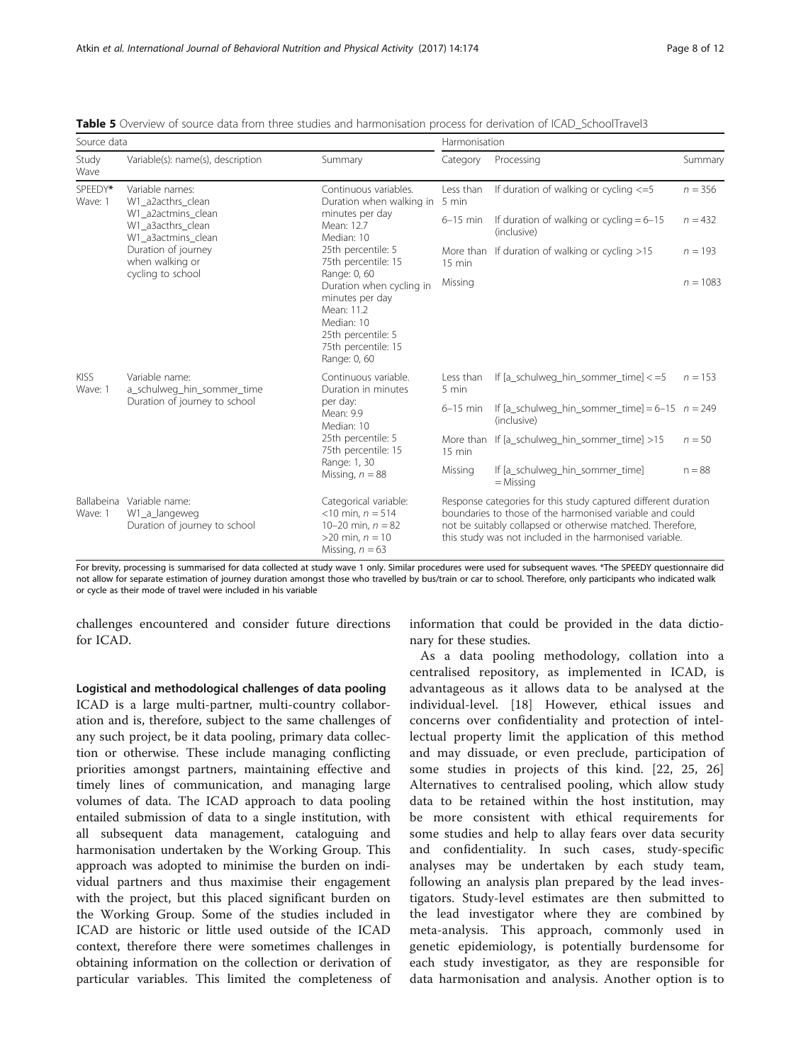**Table 5** Overview of source data from three studies and harmonisation process for derivation of ICAD_SchoolTravel3

| Source data | | | Harmonisation | | |
|---|---|---|---|---|---|
| Study Wave | Variable(s): name(s), description | Summary | Category | Processing | Summary |
| SPEEDY* Wave: 1 | Variable names: W1_a2acthrs_clean W1_a2actmins_clean W1_a3acthrs_clean W1_a3actmins_clean Duration of journey when walking or cycling to school | Continuous variables. Duration when walking in minutes per day Mean: 12.7 Median: 10 25th percentile: 5 75th percentile: 15 Range: 0, 60 Duration when cycling in minutes per day Mean: 11.2 Median: 10 25th percentile: 5 75th percentile: 15 Range: 0, 60 | Less than 5 min | If duration of walking or cycling <=5 | $n = 356$ |
| | | | 6–15 min | If duration of walking or cycling = 6–15 (inclusive) | $n = 432$ |
| | | | More than 15 min | If duration of walking or cycling >15 | $n = 193$ |
| | | | Missing | | $n = 1083$ |
| KISS Wave: 1 | Variable name: a_schulweg_hin_sommer_time Duration of journey to school | Continuous variable. Duration in minutes per day: Mean: 9.9 Median: 10 25th percentile: 5 75th percentile: 15 Range: 1, 30 Missing, $n = 88$ | Less than 5 min | If [a_schulweg_hin_sommer_time] < =5 | $n = 153$ |
| | | | 6–15 min | If [a_schulweg_hin_sommer_time] = 6–15 (inclusive) | $n = 249$ |
| | | | More than 15 min | If [a_schulweg_hin_sommer_time] >15 | $n = 50$ |
| | | | Missing | If [a_schulweg_hin_sommer_time] = Missing | n = 88 |
| Ballabeina Wave: 1 | Variable name: W1_a_langeweg Duration of journey to school | Categorical variable: <10 min, $n = 514$ 10–20 min, $n = 82$ >20 min, $n = 10$ Missing, $n = 63$ | Response categories for this study captured different duration boundaries to those of the harmonised variable and could not be suitably collapsed or otherwise matched. Therefore, this study was not included in the harmonised variable. | | |

For brevity, processing is summarised for data collected at study wave 1 only. Similar procedures were used for subsequent waves. *The SPEEDY questionnaire did not allow for separate estimation of journey duration amongst those who travelled by bus/train or car to school. Therefore, only participants who indicated walk or cycle as their mode of travel were included in his variable

challenges encountered and consider future directions for ICAD.

### Logistical and methodological challenges of data pooling

ICAD is a large multi-partner, multi-country collaboration and is, therefore, subject to the same challenges of any such project, be it data pooling, primary data collection or otherwise. These include managing conflicting priorities amongst partners, maintaining effective and timely lines of communication, and managing large volumes of data. The ICAD approach to data pooling entailed submission of data to a single institution, with all subsequent data management, cataloguing and harmonisation undertaken by the Working Group. This approach was adopted to minimise the burden on individual partners and thus maximise their engagement with the project, but this placed significant burden on the Working Group. Some of the studies included in ICAD are historic or little used outside of the ICAD context, therefore there were sometimes challenges in obtaining information on the collection or derivation of particular variables. This limited the completeness of information that could be provided in the data dictionary for these studies.

As a data pooling methodology, collation into a centralised repository, as implemented in ICAD, is advantageous as it allows data to be analysed at the individual-level. [18] However, ethical issues and concerns over confidentiality and protection of intellectual property limit the application of this method and may dissuade, or even preclude, participation of some studies in projects of this kind. [22, 25, 26] Alternatives to centralised pooling, which allow study data to be retained within the host institution, may be more consistent with ethical requirements for some studies and help to allay fears over data security and confidentiality. In such cases, study-specific analyses may be undertaken by each study team, following an analysis plan prepared by the lead investigators. Study-level estimates are then submitted to the lead investigator where they are combined by meta-analysis. This approach, commonly used in genetic epidemiology, is potentially burdensome for each study investigator, as they are responsible for data harmonisation and analysis. Another option is to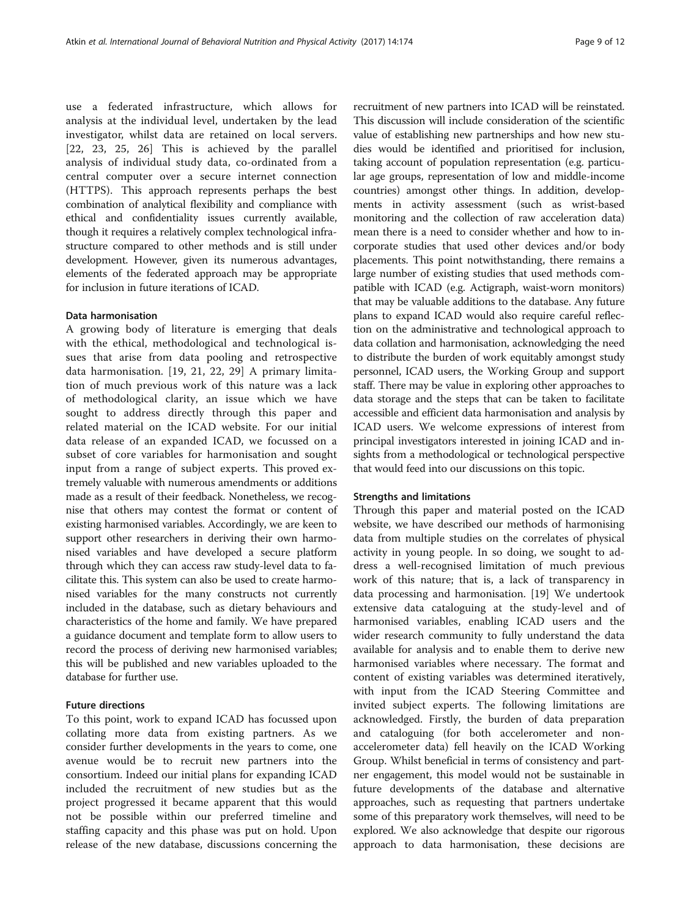use a federated infrastructure, which allows for analysis at the individual level, undertaken by the lead investigator, whilst data are retained on local servers. [22, 23, 25, 26] This is achieved by the parallel analysis of individual study data, co-ordinated from a central computer over a secure internet connection (HTTPS). This approach represents perhaps the best combination of analytical flexibility and compliance with ethical and confidentiality issues currently available, though it requires a relatively complex technological infrastructure compared to other methods and is still under development. However, given its numerous advantages, elements of the federated approach may be appropriate for inclusion in future iterations of ICAD.

### Data harmonisation

A growing body of literature is emerging that deals with the ethical, methodological and technological issues that arise from data pooling and retrospective data harmonisation. [19, 21, 22, 29] A primary limitation of much previous work of this nature was a lack of methodological clarity, an issue which we have sought to address directly through this paper and related material on the ICAD website. For our initial data release of an expanded ICAD, we focussed on a subset of core variables for harmonisation and sought input from a range of subject experts. This proved extremely valuable with numerous amendments or additions made as a result of their feedback. Nonetheless, we recognise that others may contest the format or content of existing harmonised variables. Accordingly, we are keen to support other researchers in deriving their own harmonised variables and have developed a secure platform through which they can access raw study-level data to facilitate this. This system can also be used to create harmonised variables for the many constructs not currently included in the database, such as dietary behaviours and characteristics of the home and family. We have prepared a guidance document and template form to allow users to record the process of deriving new harmonised variables; this will be published and new variables uploaded to the database for further use.

### Future directions

To this point, work to expand ICAD has focussed upon collating more data from existing partners. As we consider further developments in the years to come, one avenue would be to recruit new partners into the consortium. Indeed our initial plans for expanding ICAD included the recruitment of new studies but as the project progressed it became apparent that this would not be possible within our preferred timeline and staffing capacity and this phase was put on hold. Upon release of the new database, discussions concerning the recruitment of new partners into ICAD will be reinstated. This discussion will include consideration of the scientific value of establishing new partnerships and how new studies would be identified and prioritised for inclusion, taking account of population representation (e.g. particular age groups, representation of low and middle-income countries) amongst other things. In addition, developments in activity assessment (such as wrist-based monitoring and the collection of raw acceleration data) mean there is a need to consider whether and how to incorporate studies that used other devices and/or body placements. This point notwithstanding, there remains a large number of existing studies that used methods compatible with ICAD (e.g. Actigraph, waist-worn monitors) that may be valuable additions to the database. Any future plans to expand ICAD would also require careful reflection on the administrative and technological approach to data collation and harmonisation, acknowledging the need to distribute the burden of work equitably amongst study personnel, ICAD users, the Working Group and support staff. There may be value in exploring other approaches to data storage and the steps that can be taken to facilitate accessible and efficient data harmonisation and analysis by ICAD users. We welcome expressions of interest from principal investigators interested in joining ICAD and insights from a methodological or technological perspective that would feed into our discussions on this topic.

### Strengths and limitations

Through this paper and material posted on the ICAD website, we have described our methods of harmonising data from multiple studies on the correlates of physical activity in young people. In so doing, we sought to address a well-recognised limitation of much previous work of this nature; that is, a lack of transparency in data processing and harmonisation. [19] We undertook extensive data cataloguing at the study-level and of harmonised variables, enabling ICAD users and the wider research community to fully understand the data available for analysis and to enable them to derive new harmonised variables where necessary. The format and content of existing variables was determined iteratively, with input from the ICAD Steering Committee and invited subject experts. The following limitations are acknowledged. Firstly, the burden of data preparation and cataloguing (for both accelerometer and non-accelerometer data) fell heavily on the ICAD Working Group. Whilst beneficial in terms of consistency and partner engagement, this model would not be sustainable in future developments of the database and alternative approaches, such as requesting that partners undertake some of this preparatory work themselves, will need to be explored. We also acknowledge that despite our rigorous approach to data harmonisation, these decisions are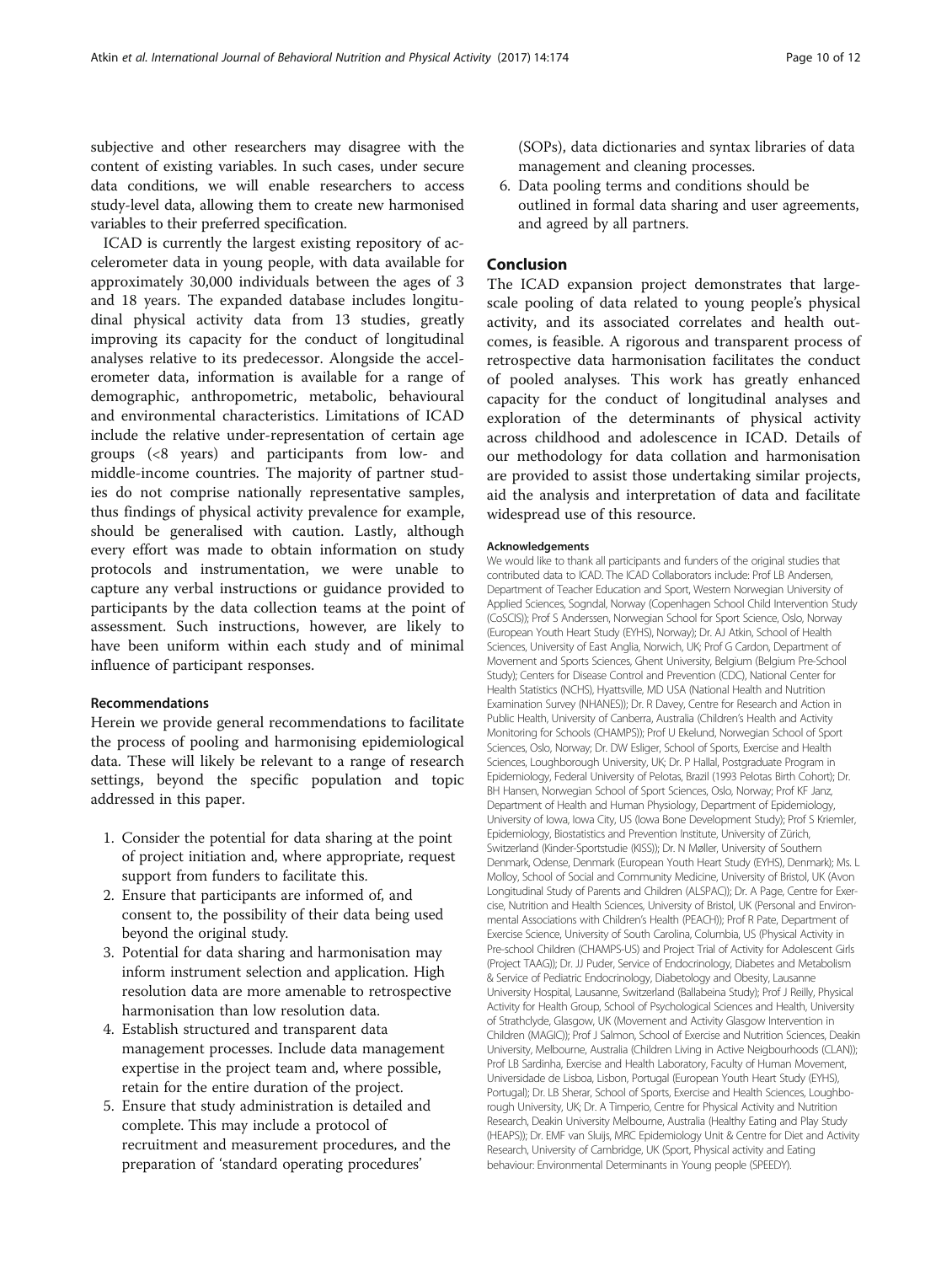subjective and other researchers may disagree with the content of existing variables. In such cases, under secure data conditions, we will enable researchers to access study-level data, allowing them to create new harmonised variables to their preferred specification.

ICAD is currently the largest existing repository of accelerometer data in young people, with data available for approximately 30,000 individuals between the ages of 3 and 18 years. The expanded database includes longitudinal physical activity data from 13 studies, greatly improving its capacity for the conduct of longitudinal analyses relative to its predecessor. Alongside the accelerometer data, information is available for a range of demographic, anthropometric, metabolic, behavioural and environmental characteristics. Limitations of ICAD include the relative under-representation of certain age groups (<8 years) and participants from low- and middle-income countries. The majority of partner studies do not comprise nationally representative samples, thus findings of physical activity prevalence for example, should be generalised with caution. Lastly, although every effort was made to obtain information on study protocols and instrumentation, we were unable to capture any verbal instructions or guidance provided to participants by the data collection teams at the point of assessment. Such instructions, however, are likely to have been uniform within each study and of minimal influence of participant responses.

### Recommendations

Herein we provide general recommendations to facilitate the process of pooling and harmonising epidemiological data. These will likely be relevant to a range of research settings, beyond the specific population and topic addressed in this paper.

1. Consider the potential for data sharing at the point of project initiation and, where appropriate, request support from funders to facilitate this.
2. Ensure that participants are informed of, and consent to, the possibility of their data being used beyond the original study.
3. Potential for data sharing and harmonisation may inform instrument selection and application. High resolution data are more amenable to retrospective harmonisation than low resolution data.
4. Establish structured and transparent data management processes. Include data management expertise in the project team and, where possible, retain for the entire duration of the project.
5. Ensure that study administration is detailed and complete. This may include a protocol of recruitment and measurement procedures, and the preparation of 'standard operating procedures' (SOPs), data dictionaries and syntax libraries of data management and cleaning processes.
6. Data pooling terms and conditions should be outlined in formal data sharing and user agreements, and agreed by all partners.

## Conclusion

The ICAD expansion project demonstrates that large-scale pooling of data related to young people's physical activity, and its associated correlates and health outcomes, is feasible. A rigorous and transparent process of retrospective data harmonisation facilitates the conduct of pooled analyses. This work has greatly enhanced capacity for the conduct of longitudinal analyses and exploration of the determinants of physical activity across childhood and adolescence in ICAD. Details of our methodology for data collation and harmonisation are provided to assist those undertaking similar projects, aid the analysis and interpretation of data and facilitate widespread use of this resource.

#### Acknowledgements

We would like to thank all participants and funders of the original studies that contributed data to ICAD. The ICAD Collaborators include: Prof LB Andersen, Department of Teacher Education and Sport, Western Norwegian University of Applied Sciences, Sogndal, Norway (Copenhagen School Child Intervention Study (CoSCIS)); Prof S Anderssen, Norwegian School for Sport Science, Oslo, Norway (European Youth Heart Study (EYHS), Norway); Dr. AJ Atkin, School of Health Sciences, University of East Anglia, Norwich, UK; Prof G Cardon, Department of Movement and Sports Sciences, Ghent University, Belgium (Belgium Pre-School Study); Centers for Disease Control and Prevention (CDC), National Center for Health Statistics (NCHS), Hyattsville, MD USA (National Health and Nutrition Examination Survey (NHANES)); Dr. R Davey, Centre for Research and Action in Public Health, University of Canberra, Australia (Children's Health and Activity Monitoring for Schools (CHAMPS)); Prof U Ekelund, Norwegian School of Sport Sciences, Oslo, Norway; Dr. DW Esliger, School of Sports, Exercise and Health Sciences, Loughborough University, UK; Dr. P Hallal, Postgraduate Program in Epidemiology, Federal University of Pelotas, Brazil (1993 Pelotas Birth Cohort); Dr. BH Hansen, Norwegian School of Sport Sciences, Oslo, Norway; Prof KF Janz, Department of Health and Human Physiology, Department of Epidemiology, University of Iowa, Iowa City, US (Iowa Bone Development Study); Prof S Kriemler, Epidemiology, Biostatistics and Prevention Institute, University of Zürich, Switzerland (Kinder-Sportstudie (KISS)); Dr. N Møller, University of Southern Denmark, Odense, Denmark (European Youth Heart Study (EYHS), Denmark); Ms. L Molloy, School of Social and Community Medicine, University of Bristol, UK (Avon Longitudinal Study of Parents and Children (ALSPAC)); Dr. A Page, Centre for Exercise, Nutrition and Health Sciences, University of Bristol, UK (Personal and Environmental Associations with Children's Health (PEACH)); Prof R Pate, Department of Exercise Science, University of South Carolina, Columbia, US (Physical Activity in Pre-school Children (CHAMPS-US) and Project Trial of Activity for Adolescent Girls (Project TAAG)); Dr. JJ Puder, Service of Endocrinology, Diabetes and Metabolism & Service of Pediatric Endocrinology, Diabetology and Obesity, Lausanne University Hospital, Lausanne, Switzerland (Ballabeina Study); Prof J Reilly, Physical Activity for Health Group, School of Psychological Sciences and Health, University of Strathclyde, Glasgow, UK (Movement and Activity Glasgow Intervention in Children (MAGIC)); Prof J Salmon, School of Exercise and Nutrition Sciences, Deakin University, Melbourne, Australia (Children Living in Active Neigbourhoods (CLAN)); Prof LB Sardinha, Exercise and Health Laboratory, Faculty of Human Movement, Universidade de Lisboa, Lisbon, Portugal (European Youth Heart Study (EYHS), Portugal); Dr. LB Sherar, School of Sports, Exercise and Health Sciences, Loughborough University, UK; Dr. A Timperio, Centre for Physical Activity and Nutrition Research, Deakin University Melbourne, Australia (Healthy Eating and Play Study (HEAPS)); Dr. EMF van Sluijs, MRC Epidemiology Unit & Centre for Diet and Activity Research, University of Cambridge, UK (Sport, Physical activity and Eating behaviour: Environmental Determinants in Young people (SPEEDY).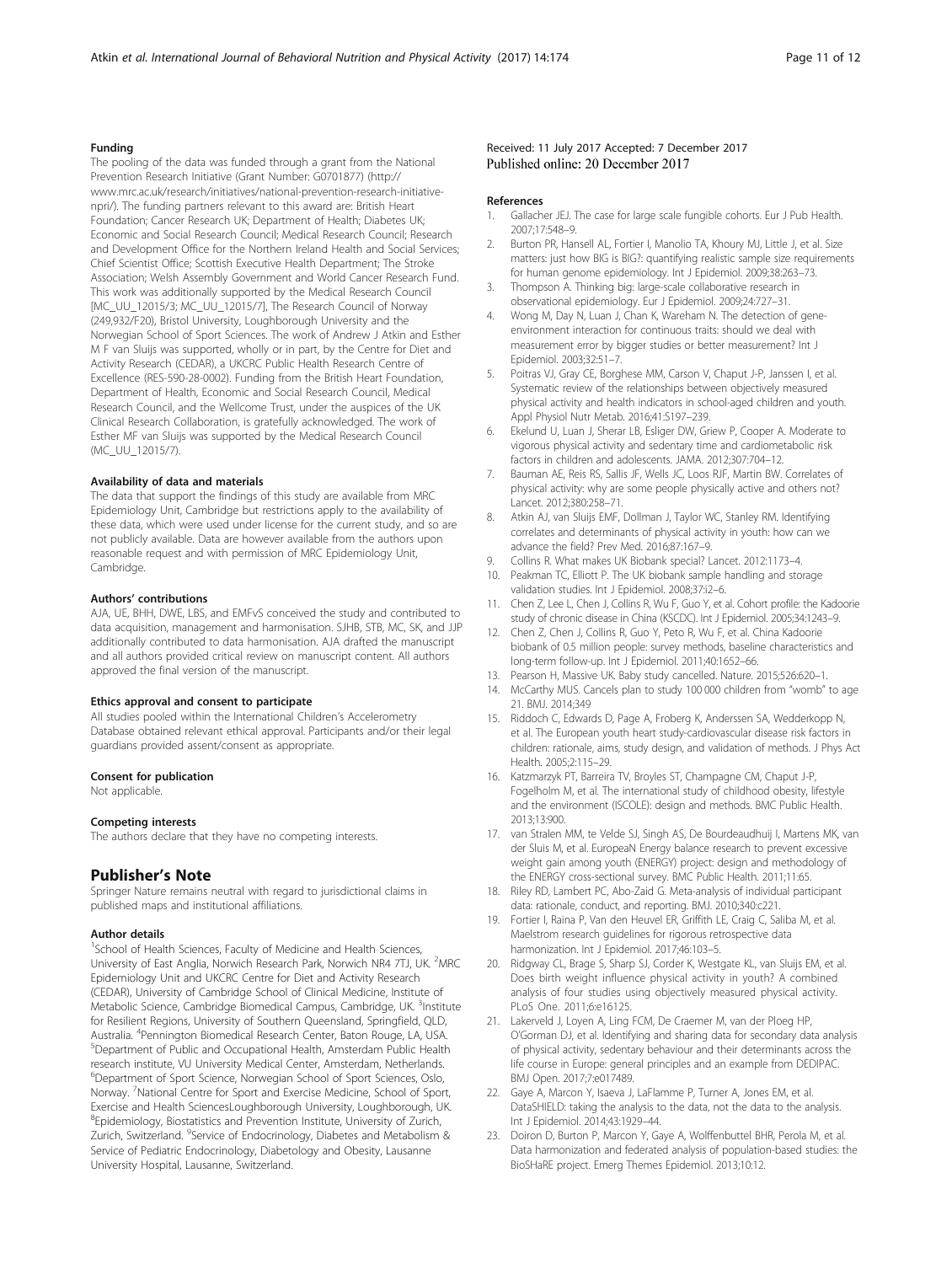#### Funding

The pooling of the data was funded through a grant from the National Prevention Research Initiative (Grant Number: G0701877) (http://www.mrc.ac.uk/research/initiatives/national-prevention-research-initiative-npri/). The funding partners relevant to this award are: British Heart Foundation; Cancer Research UK; Department of Health; Diabetes UK; Economic and Social Research Council; Medical Research Council; Research and Development Office for the Northern Ireland Health and Social Services; Chief Scientist Office; Scottish Executive Health Department; The Stroke Association; Welsh Assembly Government and World Cancer Research Fund. This work was additionally supported by the Medical Research Council [MC_UU_12015/3; MC_UU_12015/7], The Research Council of Norway (249,932/F20), Bristol University, Loughborough University and the Norwegian School of Sport Sciences. The work of Andrew J Atkin and Esther M F van Sluijs was supported, wholly or in part, by the Centre for Diet and Activity Research (CEDAR), a UKCRC Public Health Research Centre of Excellence (RES-590-28-0002). Funding from the British Heart Foundation, Department of Health, Economic and Social Research Council, Medical Research Council, and the Wellcome Trust, under the auspices of the UK Clinical Research Collaboration, is gratefully acknowledged. The work of Esther MF van Sluijs was supported by the Medical Research Council (MC_UU_12015/7).

#### Availability of data and materials

The data that support the findings of this study are available from MRC Epidemiology Unit, Cambridge but restrictions apply to the availability of these data, which were used under license for the current study, and so are not publicly available. Data are however available from the authors upon reasonable request and with permission of MRC Epidemiology Unit, Cambridge.

#### Authors' contributions

AJA, UE, BHH, DWE, LBS, and EMFvS conceived the study and contributed to data acquisition, management and harmonisation. SJHB, STB, MC, SK, and JJP additionally contributed to data harmonisation. AJA drafted the manuscript and all authors provided critical review on manuscript content. All authors approved the final version of the manuscript.

#### Ethics approval and consent to participate

All studies pooled within the International Children's Accelerometry Database obtained relevant ethical approval. Participants and/or their legal guardians provided assent/consent as appropriate.

#### Consent for publication

Not applicable.

#### Competing interests

The authors declare that they have no competing interests.

## Publisher's Note

Springer Nature remains neutral with regard to jurisdictional claims in published maps and institutional affiliations.

#### Author details

[1]School of Health Sciences, Faculty of Medicine and Health Sciences, University of East Anglia, Norwich Research Park, Norwich NR4 7TJ, UK. [2]MRC Epidemiology Unit and UKCRC Centre for Diet and Activity Research (CEDAR), University of Cambridge School of Clinical Medicine, Institute of Metabolic Science, Cambridge Biomedical Campus, Cambridge, UK. [3]Institute for Resilient Regions, University of Southern Queensland, Springfield, QLD, Australia. [4]Pennington Biomedical Research Center, Baton Rouge, LA, USA. [5]Department of Public and Occupational Health, Amsterdam Public Health research institute, VU University Medical Center, Amsterdam, Netherlands. [6]Department of Sport Science, Norwegian School of Sport Sciences, Oslo, Norway. [7]National Centre for Sport and Exercise Medicine, School of Sport, Exercise and Health SciencesLoughborough University, Loughborough, UK. [8]Epidemiology, Biostatistics and Prevention Institute, University of Zurich, Zurich, Switzerland. [9]Service of Endocrinology, Diabetes and Metabolism & Service of Pediatric Endocrinology, Diabetology and Obesity, Lausanne University Hospital, Lausanne, Switzerland.

Received: 11 July 2017 Accepted: 7 December 2017
Published online: 20 December 2017

#### References

1. Gallacher JEJ. The case for large scale fungible cohorts. Eur J Pub Health. 2007;17:548–9.
2. Burton PR, Hansell AL, Fortier I, Manolio TA, Khoury MJ, Little J, et al. Size matters: just how BIG is BIG?: quantifying realistic sample size requirements for human genome epidemiology. Int J Epidemiol. 2009;38:263–73.
3. Thompson A. Thinking big: large-scale collaborative research in observational epidemiology. Eur J Epidemiol. 2009;24:727–31.
4. Wong M, Day N, Luan J, Chan K, Wareham N. The detection of gene-environment interaction for continuous traits: should we deal with measurement error by bigger studies or better measurement? Int J Epidemiol. 2003;32:51–7.
5. Poitras VJ, Gray CE, Borghese MM, Carson V, Chaput J-P, Janssen I, et al. Systematic review of the relationships between objectively measured physical activity and health indicators in school-aged children and youth. Appl Physiol Nutr Metab. 2016;41:S197–239.
6. Ekelund U, Luan J, Sherar LB, Esliger DW, Griew P, Cooper A. Moderate to vigorous physical activity and sedentary time and cardiometabolic risk factors in children and adolescents. JAMA. 2012;307:704–12.
7. Bauman AE, Reis RS, Sallis JF, Wells JC, Loos RJF, Martin BW. Correlates of physical activity: why are some people physically active and others not? Lancet. 2012;380:258–71.
8. Atkin AJ, van Sluijs EMF, Dollman J, Taylor WC, Stanley RM. Identifying correlates and determinants of physical activity in youth: how can we advance the field? Prev Med. 2016;87:167–9.
9. Collins R. What makes UK Biobank special? Lancet. 2012:1173–4.
10. Peakman TC, Elliott P. The UK biobank sample handling and storage validation studies. Int J Epidemiol. 2008;37:i2–6.
11. Chen Z, Lee L, Chen J, Collins R, Wu F, Guo Y, et al. Cohort profile: the Kadoorie study of chronic disease in China (KSCDC). Int J Epidemiol. 2005;34:1243–9.
12. Chen Z, Chen J, Collins R, Guo Y, Peto R, Wu F, et al. China Kadoorie biobank of 0.5 million people: survey methods, baseline characteristics and long-term follow-up. Int J Epidemiol. 2011;40:1652–66.
13. Pearson H, Massive UK. Baby study cancelled. Nature. 2015;526:620–1.
14. McCarthy MUS. Cancels plan to study 100 000 children from "womb" to age 21. BMJ. 2014;349
15. Riddoch C, Edwards D, Page A, Froberg K, Anderssen SA, Wedderkopp N, et al. The European youth heart study-cardiovascular disease risk factors in children: rationale, aims, study design, and validation of methods. J Phys Act Health. 2005;2:115–29.
16. Katzmarzyk PT, Barreira TV, Broyles ST, Champagne CM, Chaput J-P, Fogelholm M, et al. The international study of childhood obesity, lifestyle and the environment (ISCOLE): design and methods. BMC Public Health. 2013;13:900.
17. van Stralen MM, te Velde SJ, Singh AS, De Bourdeaudhuij I, Martens MK, van der Sluis M, et al. EuropeaN Energy balance research to prevent excessive weight gain among youth (ENERGY) project: design and methodology of the ENERGY cross-sectional survey. BMC Public Health. 2011;11:65.
18. Riley RD, Lambert PC, Abo-Zaid G. Meta-analysis of individual participant data: rationale, conduct, and reporting. BMJ. 2010;340:c221.
19. Fortier I, Raina P, Van den Heuvel ER, Griffith LE, Craig C, Saliba M, et al. Maelstrom research guidelines for rigorous retrospective data harmonization. Int J Epidemiol. 2017;46:103–5.
20. Ridgway CL, Brage S, Sharp SJ, Corder K, Westgate KL, van Sluijs EM, et al. Does birth weight influence physical activity in youth? A combined analysis of four studies using objectively measured physical activity. PLoS One. 2011;6:e16125.
21. Lakerveld J, Loyen A, Ling FCM, De Craemer M, van der Ploeg HP, O'Gorman DJ, et al. Identifying and sharing data for secondary data analysis of physical activity, sedentary behaviour and their determinants across the life course in Europe: general principles and an example from DEDIPAC. BMJ Open. 2017;7:e017489.
22. Gaye A, Marcon Y, Isaeva J, LaFlamme P, Turner A, Jones EM, et al. DataSHIELD: taking the analysis to the data, not the data to the analysis. Int J Epidemiol. 2014;43:1929–44.
23. Doiron D, Burton P, Marcon Y, Gaye A, Wolffenbuttel BHR, Perola M, et al. Data harmonization and federated analysis of population-based studies: the BioSHaRE project. Emerg Themes Epidemiol. 2013;10:12.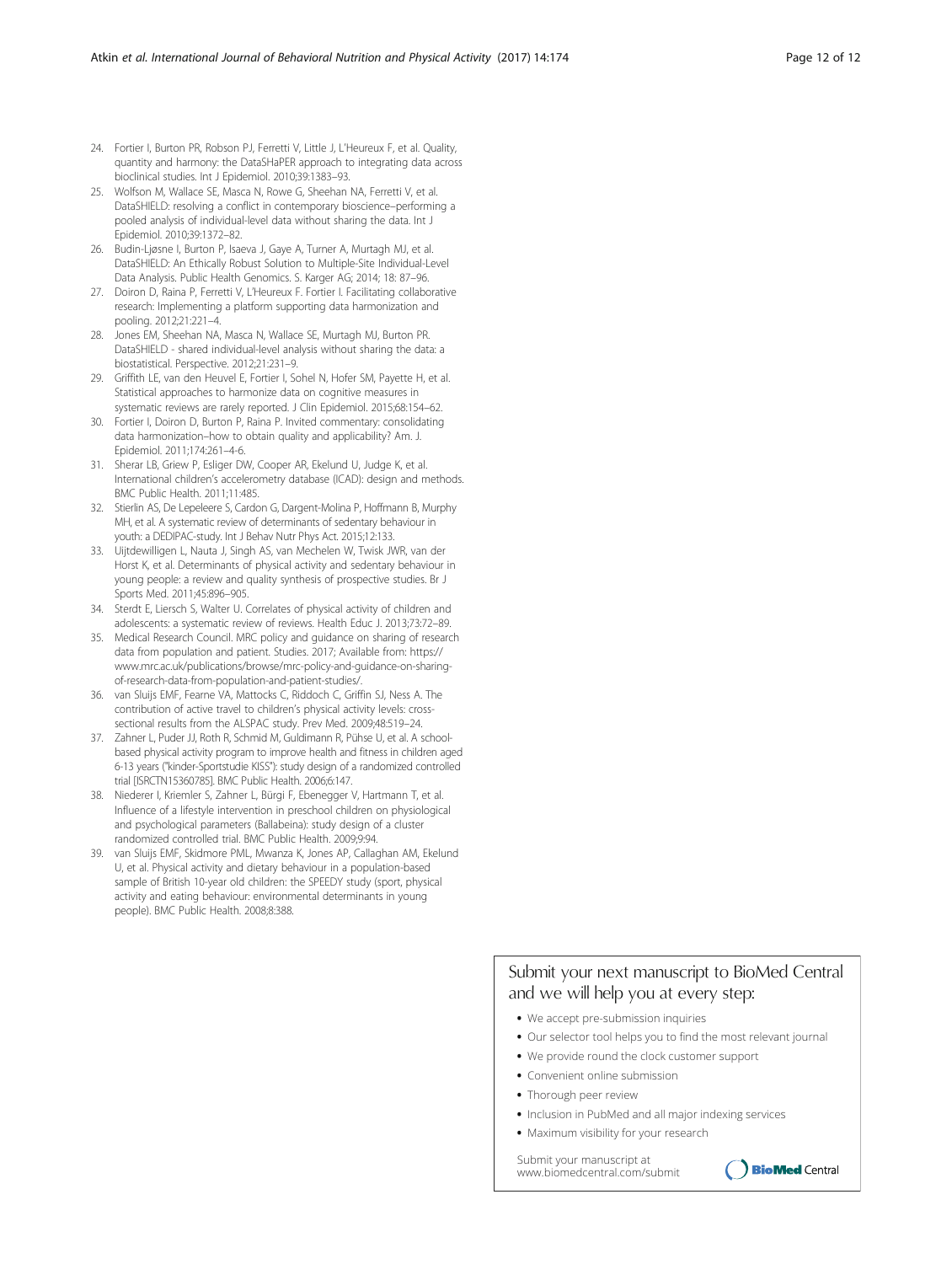24. Fortier I, Burton PR, Robson PJ, Ferretti V, Little J, L'Heureux F, et al. Quality, quantity and harmony: the DataSHaPER approach to integrating data across bioclinical studies. Int J Epidemiol. 2010;39:1383–93.
25. Wolfson M, Wallace SE, Masca N, Rowe G, Sheehan NA, Ferretti V, et al. DataSHIELD: resolving a conflict in contemporary bioscience–performing a pooled analysis of individual-level data without sharing the data. Int J Epidemiol. 2010;39:1372–82.
26. Budin-Ljøsne I, Burton P, Isaeva J, Gaye A, Turner A, Murtagh MJ, et al. DataSHIELD: An Ethically Robust Solution to Multiple-Site Individual-Level Data Analysis. Public Health Genomics. S. Karger AG; 2014; 18: 87–96.
27. Doiron D, Raina P, Ferretti V, L'Heureux F. Fortier I. Facilitating collaborative research: Implementing a platform supporting data harmonization and pooling. 2012;21:221–4.
28. Jones EM, Sheehan NA, Masca N, Wallace SE, Murtagh MJ, Burton PR. DataSHIELD - shared individual-level analysis without sharing the data: a biostatistical. Perspective. 2012;21:231–9.
29. Griffith LE, van den Heuvel E, Fortier I, Sohel N, Hofer SM, Payette H, et al. Statistical approaches to harmonize data on cognitive measures in systematic reviews are rarely reported. J Clin Epidemiol. 2015;68:154–62.
30. Fortier I, Doiron D, Burton P, Raina P. Invited commentary: consolidating data harmonization–how to obtain quality and applicability? Am. J. Epidemiol. 2011;174:261–4-6.
31. Sherar LB, Griew P, Esliger DW, Cooper AR, Ekelund U, Judge K, et al. International children's accelerometry database (ICAD): design and methods. BMC Public Health. 2011;11:485.
32. Stierlin AS, De Lepeleere S, Cardon G, Dargent-Molina P, Hoffmann B, Murphy MH, et al. A systematic review of determinants of sedentary behaviour in youth: a DEDIPAC-study. Int J Behav Nutr Phys Act. 2015;12:133.
33. Uijtdewilligen L, Nauta J, Singh AS, van Mechelen W, Twisk JWR, van der Horst K, et al. Determinants of physical activity and sedentary behaviour in young people: a review and quality synthesis of prospective studies. Br J Sports Med. 2011;45:896–905.
34. Sterdt E, Liersch S, Walter U. Correlates of physical activity of children and adolescents: a systematic review of reviews. Health Educ J. 2013;73:72–89.
35. Medical Research Council. MRC policy and guidance on sharing of research data from population and patient. Studies. 2017; Available from: https://www.mrc.ac.uk/publications/browse/mrc-policy-and-guidance-on-sharing-of-research-data-from-population-and-patient-studies/.
36. van Sluijs EMF, Fearne VA, Mattocks C, Riddoch C, Griffin SJ, Ness A. The contribution of active travel to children's physical activity levels: cross-sectional results from the ALSPAC study. Prev Med. 2009;48:519–24.
37. Zahner L, Puder JJ, Roth R, Schmid M, Guldimann R, Pühse U, et al. A school-based physical activity program to improve health and fitness in children aged 6-13 years ("kinder-Sportstudie KISS"): study design of a randomized controlled trial [ISRCTN15360785]. BMC Public Health. 2006;6:147.
38. Niederer I, Kriemler S, Zahner L, Bürgi F, Ebenegger V, Hartmann T, et al. Influence of a lifestyle intervention in preschool children on physiological and psychological parameters (Ballabeina): study design of a cluster randomized controlled trial. BMC Public Health. 2009;9:94.
39. van Sluijs EMF, Skidmore PML, Mwanza K, Jones AP, Callaghan AM, Ekelund U, et al. Physical activity and dietary behaviour in a population-based sample of British 10-year old children: the SPEEDY study (sport, physical activity and eating behaviour: environmental determinants in young people). BMC Public Health. 2008;8:388.